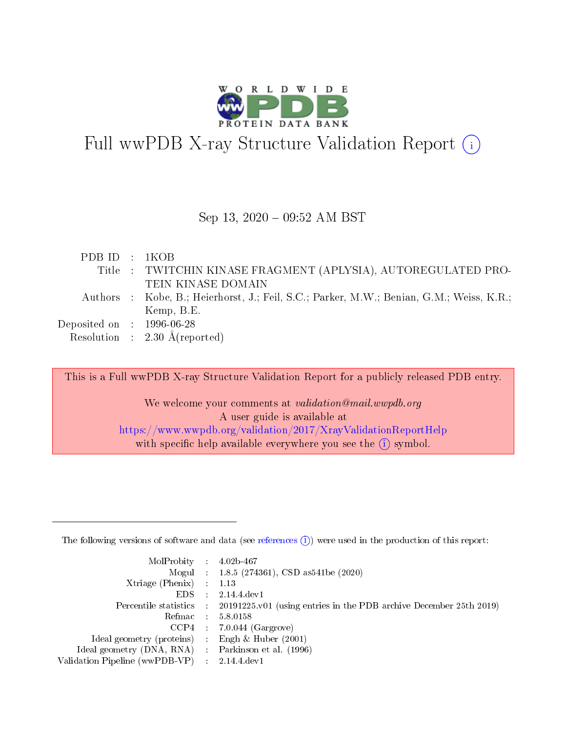# Full wwPDB X-ray Structure Validation Report (i)

Sep 13, 2020 – 09:52 AM BST

| | | |
|---|---|---|
| PDB ID | : | 1KOB |
| Title | : | TWITCHIN KINASE FRAGMENT (APLYSIA), AUTOREGULATED PROTEIN KINASE DOMAIN |
| Authors | : | Kobe, B.; Heierhorst, J.; Feil, S.C.; Parker, M.W.; Benian, G.M.; Weiss, K.R.; Kemp, B.E. |
| Deposited on | : | 1996-06-28 |
| Resolution | : | 2.30 Å(reported) |

This is a Full wwPDB X-ray Structure Validation Report for a publicly released PDB entry.

We welcome your comments at *validation@mail.wwpdb.org*
A user guide is available at
https://www.wwpdb.org/validation/2017/XrayValidationReportHelp
with specific help available everywhere you see the (i) symbol.

---

The following versions of software and data (see references (i)) were used in the production of this report:

| | | |
|---|---|---|
| MolProbity | : | 4.02b-467 |
| Mogul | : | 1.8.5 (274361), CSD as541be (2020) |
| Xtriage (Phenix) | : | 1.13 |
| EDS | : | 2.14.4.dev1 |
| Percentile statistics | : | 20191225.v01 (using entries in the PDB archive December 25th 2019) |
| Refmac | : | 5.8.0158 |
| CCP4 | : | 7.0.044 (Gargrove) |
| Ideal geometry (proteins) | : | Engh & Huber (2001) |
| Ideal geometry (DNA, RNA) | : | Parkinson et al. (1996) |
| Validation Pipeline (wwPDB-VP) | : | 2.14.4.dev1 |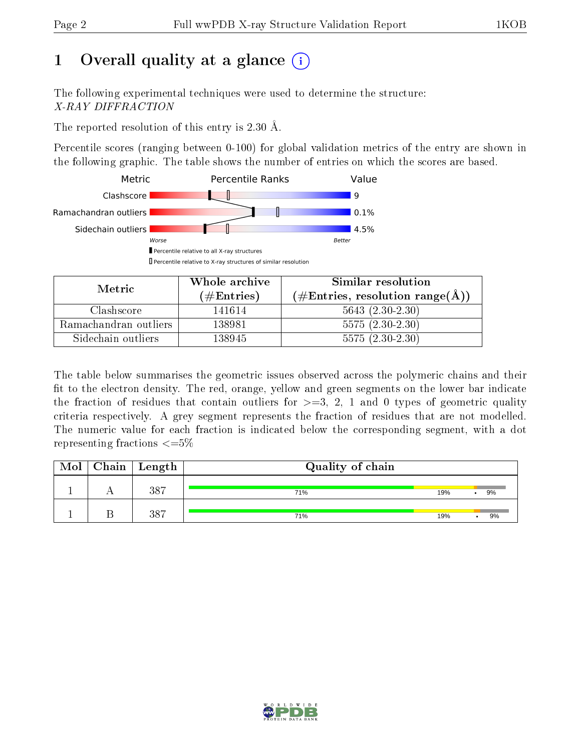# 1 Overall quality at a glance

The following experimental techniques were used to determine the structure:
*X-RAY DIFFRACTION*

The reported resolution of this entry is 2.30 Å.

Percentile scores (ranging between 0-100) for global validation metrics of the entry are shown in the following graphic. The table shows the number of entries on which the scores are based.

| Metric | Value |
|---|---|
| Clashscore | 9 |
| Ramachandran outliers | 0.1% |
| Sidechain outliers | 4.5% |

Worse — Better

- Percentile relative to all X-ray structures
- Percentile relative to X-ray structures of similar resolution

| Metric | Whole archive (#Entries) | Similar resolution (#Entries, resolution range(Å)) |
|---|---|---|
| Clashscore | 141614 | 5643 (2.30-2.30) |
| Ramachandran outliers | 138981 | 5575 (2.30-2.30) |
| Sidechain outliers | 138945 | 5575 (2.30-2.30) |

The table below summarises the geometric issues observed across the polymeric chains and their fit to the electron density. The red, orange, yellow and green segments on the lower bar indicate the fraction of residues that contain outliers for >=3, 2, 1 and 0 types of geometric quality criteria respectively. A grey segment represents the fraction of residues that are not modelled. The numeric value for each fraction is indicated below the corresponding segment, with a dot representing fractions <=5%

| Mol | Chain | Length | Quality of chain |
|---|---|---|---|
| 1 | A | 387 | 71% · 19% · • · 9% |
| 1 | B | 387 | 71% · 19% · • · 9% |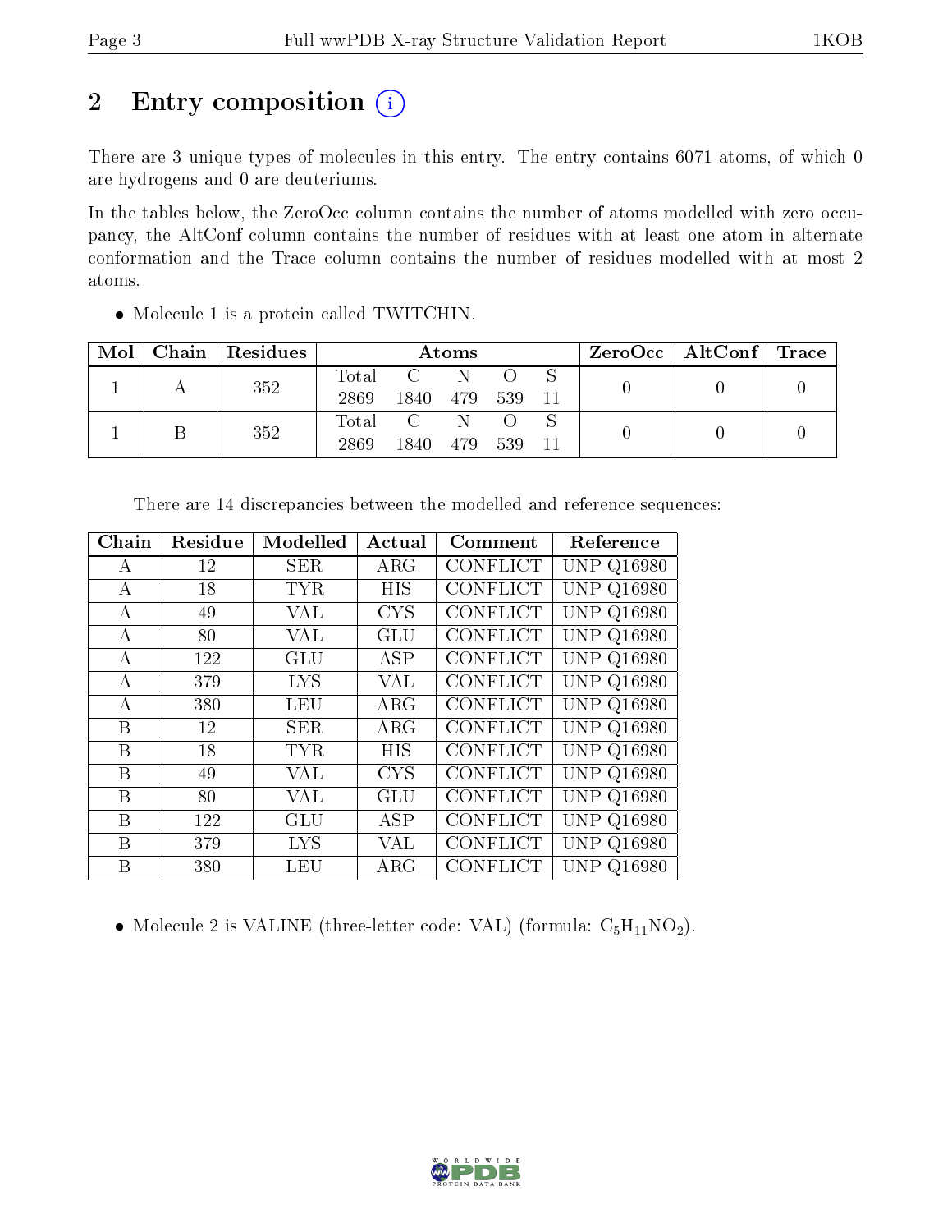# 2 Entry composition (i)

There are 3 unique types of molecules in this entry. The entry contains 6071 atoms, of which 0 are hydrogens and 0 are deuteriums.

In the tables below, the ZeroOcc column contains the number of atoms modelled with zero occupancy, the AltConf column contains the number of residues with at least one atom in alternate conformation and the Trace column contains the number of residues modelled with at most 2 atoms.

- Molecule 1 is a protein called TWITCHIN.

| Mol | Chain | Residues | Atoms | | | | | ZeroOcc | AltConf | Trace |
|---|---|---|---|---|---|---|---|---|---|---|
| 1 | A | 352 | Total<br>2869 | C<br>1840 | N<br>479 | O<br>539 | S<br>11 | 0 | 0 | 0 |
| 1 | B | 352 | Total<br>2869 | C<br>1840 | N<br>479 | O<br>539 | S<br>11 | 0 | 0 | 0 |

There are 14 discrepancies between the modelled and reference sequences:

| Chain | Residue | Modelled | Actual | Comment | Reference |
|---|---|---|---|---|---|
| A | 12 | SER | ARG | CONFLICT | UNP Q16980 |
| A | 18 | TYR | HIS | CONFLICT | UNP Q16980 |
| A | 49 | VAL | CYS | CONFLICT | UNP Q16980 |
| A | 80 | VAL | GLU | CONFLICT | UNP Q16980 |
| A | 122 | GLU | ASP | CONFLICT | UNP Q16980 |
| A | 379 | LYS | VAL | CONFLICT | UNP Q16980 |
| A | 380 | LEU | ARG | CONFLICT | UNP Q16980 |
| B | 12 | SER | ARG | CONFLICT | UNP Q16980 |
| B | 18 | TYR | HIS | CONFLICT | UNP Q16980 |
| B | 49 | VAL | CYS | CONFLICT | UNP Q16980 |
| B | 80 | VAL | GLU | CONFLICT | UNP Q16980 |
| B | 122 | GLU | ASP | CONFLICT | UNP Q16980 |
| B | 379 | LYS | VAL | CONFLICT | UNP Q16980 |
| B | 380 | LEU | ARG | CONFLICT | UNP Q16980 |

- Molecule 2 is VALINE (three-letter code: VAL) (formula: $C_5H_{11}NO_2$).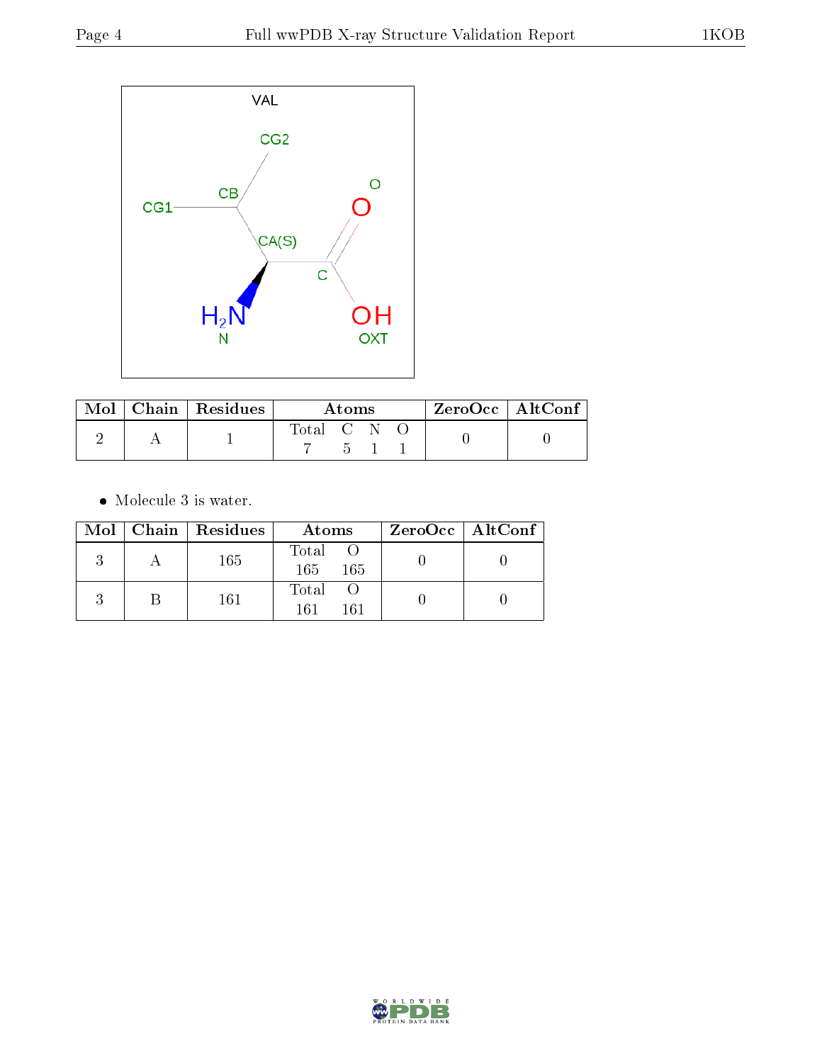| Mol | Chain | Residues | Atoms | | | | ZeroOcc | AltConf |
|---|---|---|---|---|---|---|---|---|
| | | | Total | C | N | O | | |
| 2 | A | 1 | 7 | 5 | 1 | 1 | 0 | 0 |

- Molecule 3 is water.

| Mol | Chain | Residues | Atoms | | ZeroOcc | AltConf |
|---|---|---|---|---|---|---|
| | | | Total | O | | |
| 3 | A | 165 | 165 | 165 | 0 | 0 |
| 3 | B | 161 | 161 | 161 | 0 | 0 |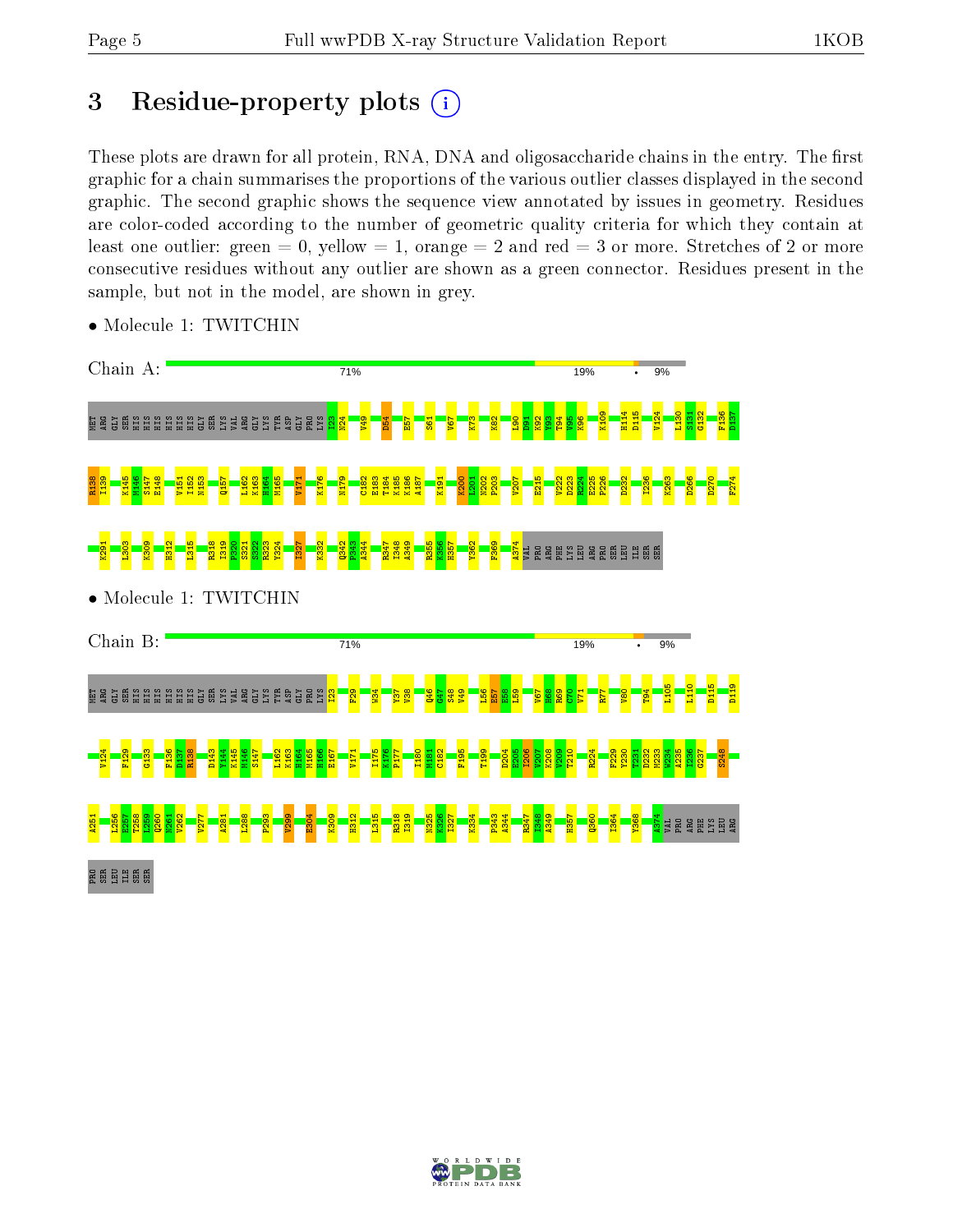# 3 Residue-property plots

These plots are drawn for all protein, RNA, DNA and oligosaccharide chains in the entry. The first graphic for a chain summarises the proportions of the various outlier classes displayed in the second graphic. The second graphic shows the sequence view annotated by issues in geometry. Residues are color-coded according to the number of geometric quality criteria for which they contain at least one outlier: green = 0, yellow = 1, orange = 2 and red = 3 or more. Stretches of 2 or more consecutive residues without any outlier are shown as a green connector. Residues present in the sample, but not in the model, are shown in grey.

- Molecule 1: TWITCHIN

Chain A: 71% 19% • 9%

MET ARG GLY SER HIS HIS HIS HIS HIS HIS GLY SER LYS VAL ARG GLY LYS TYR ASP GLY PRO LYS I23 N24 V49 D54 E57 S61 V67 K73 K82 L90 D91 K92 Y93 T94 V95 K96 K109 H114 D115 V124 L130 S131 G132 F136 D137 R138 I139 K145 M146 S147 E148 V151 I152 N153 Q157 L162 K163 H164 M165 V171 K176 N179 C182 E183 T184 K185 K186 A187 K191 K200 I201 N202 P203 V207 E215 V222 D223 R224 E225 F226 D232 I236 K263 D266 D270 F274 K291 L303 K309 H312 L315 R318 I319 P320 S321 S322 R323 Y324 I327 K332 Q342 P343 A344 R347 I348 A349 R355 K356 H357 Y362 F369 A374 VAL PRO ARG PHE LYS LEU ARG PRO SER LEU ILE SER SER

- Molecule 1: TWITCHIN

Chain B: 71% 19% • 9%

MET ARG GLY SER HIS HIS HIS HIS HIS HIS GLY SER LYS VAL ARG GLY LYS TYR ASP GLY PRO LYS I23 F29 W34 Y37 V38 Q46 G47 S48 V49 L56 E57 E58 L59 V67 H68 R69 C70 V71 R77 V80 T94 L105 L110 D115 D119 V124 F129 G133 F136 D137 R138 D143 Y144 K145 M146 S147 L162 K163 H164 M165 H166 E167 V171 I175 K176 P177 I180 M181 C182 F195 T199 D204 E205 I206 V207 K208 V209 T210 R224 F229 V230 T231 D232 M233 W234 A235 I236 G237 S248 A251 L256 E257 T258 L259 Q260 N261 V262 V277 A281 L288 P293 V299 E304 K309 H312 L315 R318 I319 N325 K326 I327 K334 P343 A344 R347 I348 A349 H357 Q360 I364 Y368 A374 VAL PRO ARG PHE LYS LEU ARG PRO SER LEU ILE SER SER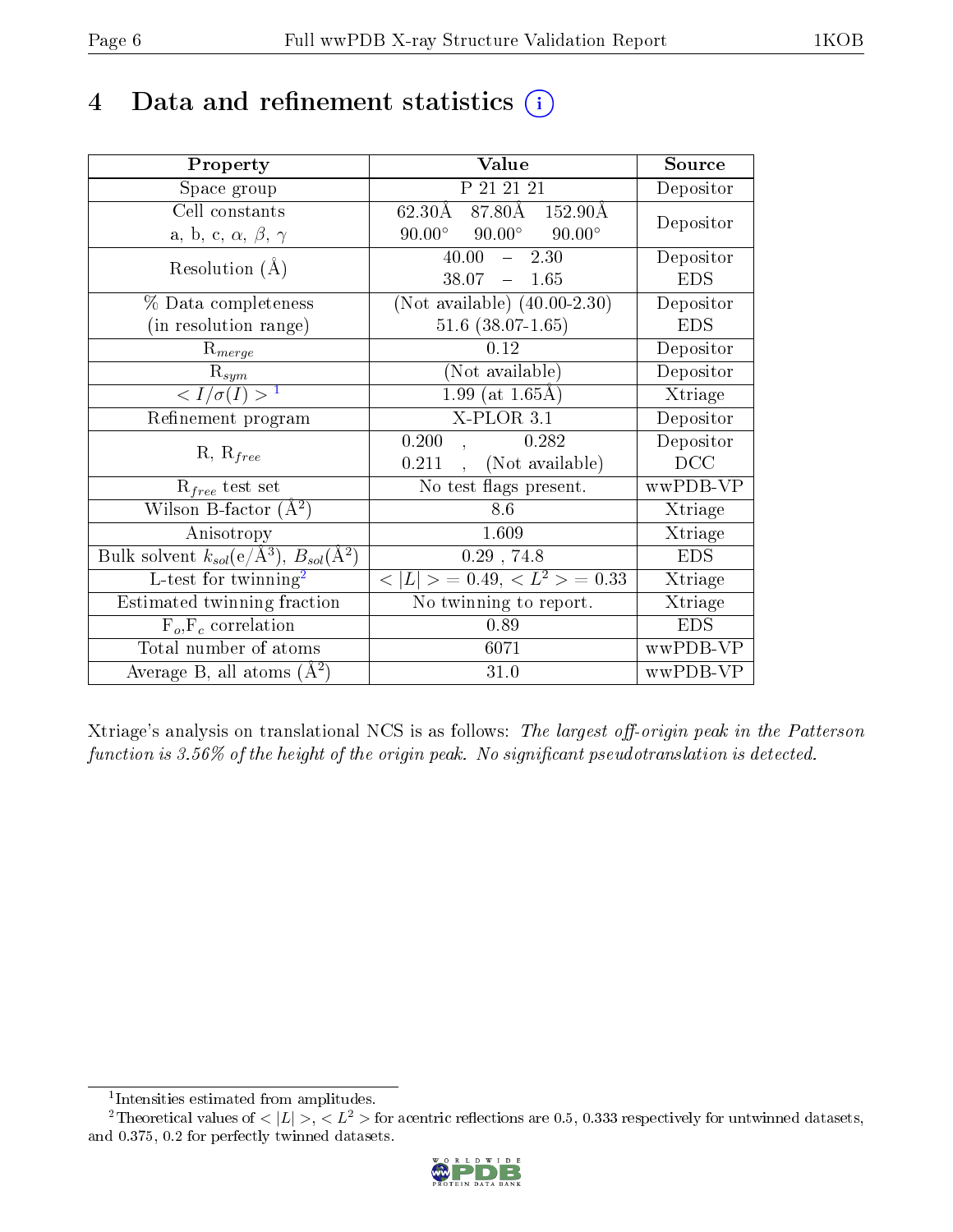# 4 Data and refinement statistics

| Property | Value | Source |
|---|---|---|
| Space group | P 21 21 21 | Depositor |
| Cell constants<br>a, b, c, $\alpha$, $\beta$, $\gamma$ | 62.30Å 87.80Å 152.90Å<br>90.00° 90.00° 90.00° | Depositor |
| Resolution (Å) | 40.00 – 2.30<br>38.07 – 1.65 | Depositor<br>EDS |
| % Data completeness<br>(in resolution range) | (Not available) (40.00-2.30)<br>51.6 (38.07-1.65) | Depositor<br>EDS |
| $R_{merge}$ | 0.12 | Depositor |
| $R_{sym}$ | (Not available) | Depositor |
| $< I/\sigma(I) >$ [1] | 1.99 (at 1.65Å) | Xtriage |
| Refinement program | X-PLOR 3.1 | Depositor |
| R, $R_{free}$ | 0.200 , 0.282<br>0.211 , (Not available) | Depositor<br>DCC |
| $R_{free}$ test set | No test flags present. | wwPDB-VP |
| Wilson B-factor (Å$^2$) | 8.6 | Xtriage |
| Anisotropy | 1.609 | Xtriage |
| Bulk solvent $k_{sol}$(e/Å$^3$), $B_{sol}$(Å$^2$) | 0.29 , 74.8 | EDS |
| L-test for twinning[2] | $< \|L\| > = 0.49$, $< L^2 > = 0.33$ | Xtriage |
| Estimated twinning fraction | No twinning to report. | Xtriage |
| $F_o$,$F_c$ correlation | 0.89 | EDS |
| Total number of atoms | 6071 | wwPDB-VP |
| Average B, all atoms (Å$^2$) | 31.0 | wwPDB-VP |

Xtriage's analysis on translational NCS is as follows: *The largest off-origin peak in the Patterson function is 3.56% of the height of the origin peak. No significant pseudotranslation is detected.*

[1] Intensities estimated from amplitudes.

[2] Theoretical values of $< |L| >$, $< L^2 >$ for acentric reflections are 0.5, 0.333 respectively for untwinned datasets, and 0.375, 0.2 for perfectly twinned datasets.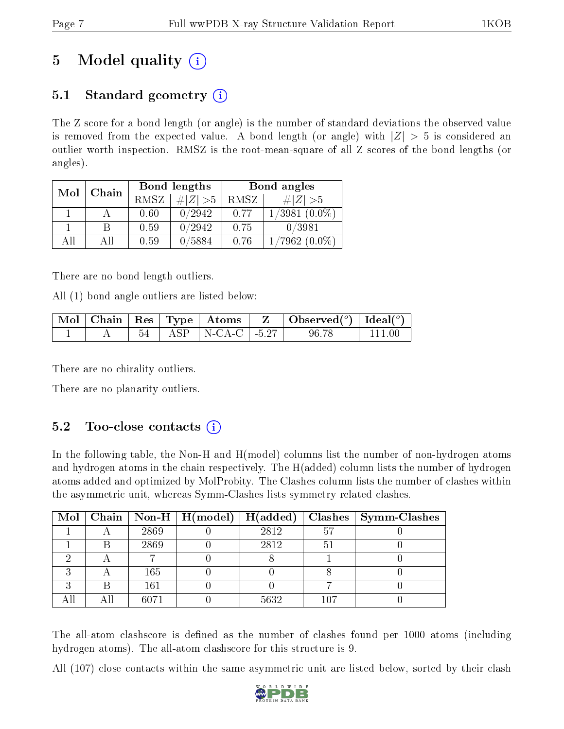# 5 Model quality (i)

## 5.1 Standard geometry (i)

The Z score for a bond length (or angle) is the number of standard deviations the observed value is removed from the expected value. A bond length (or angle) with $|Z| > 5$ is considered an outlier worth inspection. RMSZ is the root-mean-square of all Z scores of the bond lengths (or angles).

| Mol | Chain | Bond lengths | | Bond angles | |
|---|---|---|---|---|---|
| | | RMSZ | $\#\|Z\| > 5$ | RMSZ | $\#\|Z\| > 5$ |
| 1 | A | 0.60 | 0/2942 | 0.77 | 1/3981 (0.0%) |
| 1 | B | 0.59 | 0/2942 | 0.75 | 0/3981 |
| All | All | 0.59 | 0/5884 | 0.76 | 1/7962 (0.0%) |

There are no bond length outliers.

All (1) bond angle outliers are listed below:

| Mol | Chain | Res | Type | Atoms | Z | Observed(°) | Ideal(°) |
|---|---|---|---|---|---|---|---|
| 1 | A | 54 | ASP | N-CA-C | -5.27 | 96.78 | 111.00 |

There are no chirality outliers.

There are no planarity outliers.

## 5.2 Too-close contacts (i)

In the following table, the Non-H and H(model) columns list the number of non-hydrogen atoms and hydrogen atoms in the chain respectively. The H(added) column lists the number of hydrogen atoms added and optimized by MolProbity. The Clashes column lists the number of clashes within the asymmetric unit, whereas Symm-Clashes lists symmetry related clashes.

| Mol | Chain | Non-H | H(model) | H(added) | Clashes | Symm-Clashes |
|---|---|---|---|---|---|---|
| 1 | A | 2869 | 0 | 2812 | 57 | 0 |
| 1 | B | 2869 | 0 | 2812 | 51 | 0 |
| 2 | A | 7 | 0 | 8 | 1 | 0 |
| 3 | A | 165 | 0 | 0 | 8 | 0 |
| 3 | B | 161 | 0 | 0 | 7 | 0 |
| All | All | 6071 | 0 | 5632 | 107 | 0 |

The all-atom clashscore is defined as the number of clashes found per 1000 atoms (including hydrogen atoms). The all-atom clashscore for this structure is 9.

All (107) close contacts within the same asymmetric unit are listed below, sorted by their clash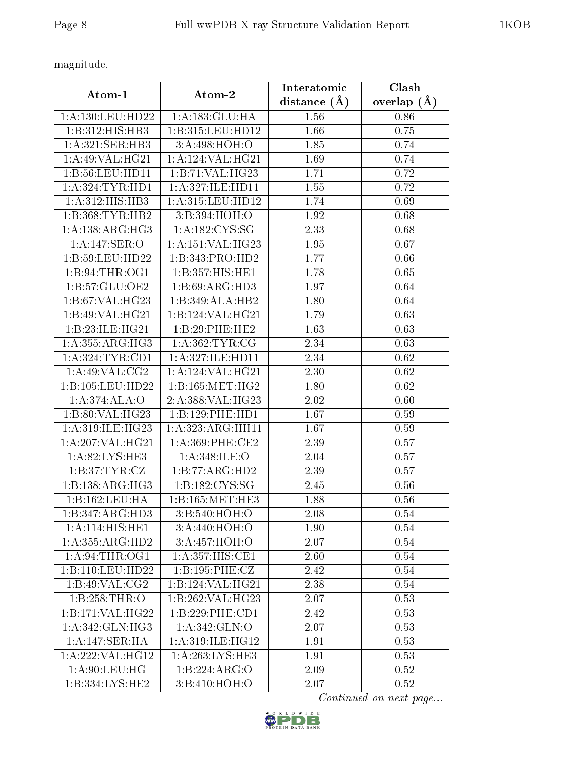magnitude.

| Atom-1 | Atom-2 | Interatomic distance (Å) | Clash overlap (Å) |
|---|---|---|---|
| 1:A:130:LEU:HD22 | 1:A:183:GLU:HA | 1.56 | 0.86 |
| 1:B:312:HIS:HB3 | 1:B:315:LEU:HD12 | 1.66 | 0.75 |
| 1:A:321:SER:HB3 | 3:A:498:HOH:O | 1.85 | 0.74 |
| 1:A:49:VAL:HG21 | 1:A:124:VAL:HG21 | 1.69 | 0.74 |
| 1:B:56:LEU:HD11 | 1:B:71:VAL:HG23 | 1.71 | 0.72 |
| 1:A:324:TYR:HD1 | 1:A:327:ILE:HD11 | 1.55 | 0.72 |
| 1:A:312:HIS:HB3 | 1:A:315:LEU:HD12 | 1.74 | 0.69 |
| 1:B:368:TYR:HB2 | 3:B:394:HOH:O | 1.92 | 0.68 |
| 1:A:138:ARG:HG3 | 1:A:182:CYS:SG | 2.33 | 0.68 |
| 1:A:147:SER:O | 1:A:151:VAL:HG23 | 1.95 | 0.67 |
| 1:B:59:LEU:HD22 | 1:B:343:PRO:HD2 | 1.77 | 0.66 |
| 1:B:94:THR:OG1 | 1:B:357:HIS:HE1 | 1.78 | 0.65 |
| 1:B:57:GLU:OE2 | 1:B:69:ARG:HD3 | 1.97 | 0.64 |
| 1:B:67:VAL:HG23 | 1:B:349:ALA:HB2 | 1.80 | 0.64 |
| 1:B:49:VAL:HG21 | 1:B:124:VAL:HG21 | 1.79 | 0.63 |
| 1:B:23:ILE:HG21 | 1:B:29:PHE:HE2 | 1.63 | 0.63 |
| 1:A:355:ARG:HG3 | 1:A:362:TYR:CG | 2.34 | 0.63 |
| 1:A:324:TYR:CD1 | 1:A:327:ILE:HD11 | 2.34 | 0.62 |
| 1:A:49:VAL:CG2 | 1:A:124:VAL:HG21 | 2.30 | 0.62 |
| 1:B:105:LEU:HD22 | 1:B:165:MET:HG2 | 1.80 | 0.62 |
| 1:A:374:ALA:O | 2:A:388:VAL:HG23 | 2.02 | 0.60 |
| 1:B:80:VAL:HG23 | 1:B:129:PHE:HD1 | 1.67 | 0.59 |
| 1:A:319:ILE:HG23 | 1:A:323:ARG:HH11 | 1.67 | 0.59 |
| 1:A:207:VAL:HG21 | 1:A:369:PHE:CE2 | 2.39 | 0.57 |
| 1:A:82:LYS:HE3 | 1:A:348:ILE:O | 2.04 | 0.57 |
| 1:B:37:TYR:CZ | 1:B:77:ARG:HD2 | 2.39 | 0.57 |
| 1:B:138:ARG:HG3 | 1:B:182:CYS:SG | 2.45 | 0.56 |
| 1:B:162:LEU:HA | 1:B:165:MET:HE3 | 1.88 | 0.56 |
| 1:B:347:ARG:HD3 | 3:B:540:HOH:O | 2.08 | 0.54 |
| 1:A:114:HIS:HE1 | 3:A:440:HOH:O | 1.90 | 0.54 |
| 1:A:355:ARG:HD2 | 3:A:457:HOH:O | 2.07 | 0.54 |
| 1:A:94:THR:OG1 | 1:A:357:HIS:CE1 | 2.60 | 0.54 |
| 1:B:110:LEU:HD22 | 1:B:195:PHE:CZ | 2.42 | 0.54 |
| 1:B:49:VAL:CG2 | 1:B:124:VAL:HG21 | 2.38 | 0.54 |
| 1:B:258:THR:O | 1:B:262:VAL:HG23 | 2.07 | 0.53 |
| 1:B:171:VAL:HG22 | 1:B:229:PHE:CD1 | 2.42 | 0.53 |
| 1:A:342:GLN:HG3 | 1:A:342:GLN:O | 2.07 | 0.53 |
| 1:A:147:SER:HA | 1:A:319:ILE:HG12 | 1.91 | 0.53 |
| 1:A:222:VAL:HG12 | 1:A:263:LYS:HE3 | 1.91 | 0.53 |
| 1:A:90:LEU:HG | 1:B:224:ARG:O | 2.09 | 0.52 |
| 1:B:334:LYS:HE2 | 3:B:410:HOH:O | 2.07 | 0.52 |

*Continued on next page...*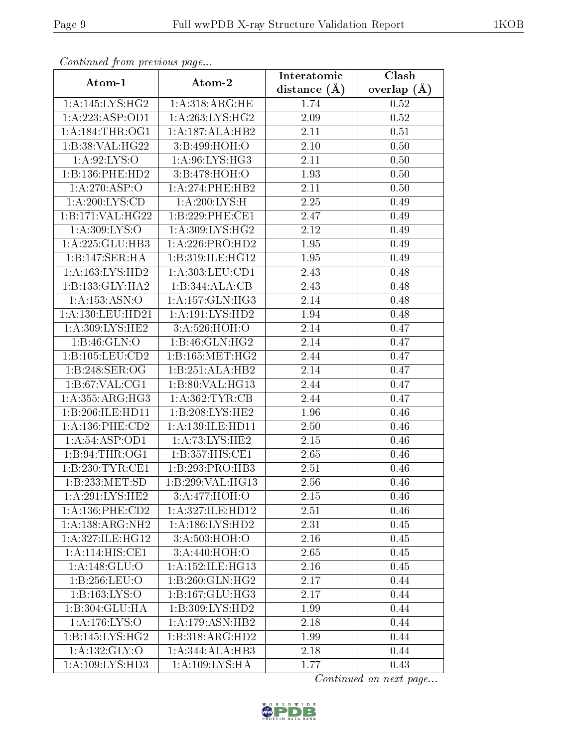*Continued from previous page...*

| Atom-1 | Atom-2 | Interatomic distance (Å) | Clash overlap (Å) |
|---|---|---|---|
| 1:A:145:LYS:HG2 | 1:A:318:ARG:HE | 1.74 | 0.52 |
| 1:A:223:ASP:OD1 | 1:A:263:LYS:HG2 | 2.09 | 0.52 |
| 1:A:184:THR:OG1 | 1:A:187:ALA:HB2 | 2.11 | 0.51 |
| 1:B:38:VAL:HG22 | 3:B:499:HOH:O | 2.10 | 0.50 |
| 1:A:92:LYS:O | 1:A:96:LYS:HG3 | 2.11 | 0.50 |
| 1:B:136:PHE:HD2 | 3:B:478:HOH:O | 1.93 | 0.50 |
| 1:A:270:ASP:O | 1:A:274:PHE:HB2 | 2.11 | 0.50 |
| 1:A:200:LYS:CD | 1:A:200:LYS:H | 2.25 | 0.49 |
| 1:B:171:VAL:HG22 | 1:B:229:PHE:CE1 | 2.47 | 0.49 |
| 1:A:309:LYS:O | 1:A:309:LYS:HG2 | 2.12 | 0.49 |
| 1:A:225:GLU:HB3 | 1:A:226:PRO:HD2 | 1.95 | 0.49 |
| 1:B:147:SER:HA | 1:B:319:ILE:HG12 | 1.95 | 0.49 |
| 1:A:163:LYS:HD2 | 1:A:303:LEU:CD1 | 2.43 | 0.48 |
| 1:B:133:GLY:HA2 | 1:B:344:ALA:CB | 2.43 | 0.48 |
| 1:A:153:ASN:O | 1:A:157:GLN:HG3 | 2.14 | 0.48 |
| 1:A:130:LEU:HD21 | 1:A:191:LYS:HD2 | 1.94 | 0.48 |
| 1:A:309:LYS:HE2 | 3:A:526:HOH:O | 2.14 | 0.47 |
| 1:B:46:GLN:O | 1:B:46:GLN:HG2 | 2.14 | 0.47 |
| 1:B:105:LEU:CD2 | 1:B:165:MET:HG2 | 2.44 | 0.47 |
| 1:B:248:SER:OG | 1:B:251:ALA:HB2 | 2.14 | 0.47 |
| 1:B:67:VAL:CG1 | 1:B:80:VAL:HG13 | 2.44 | 0.47 |
| 1:A:355:ARG:HG3 | 1:A:362:TYR:CB | 2.44 | 0.47 |
| 1:B:206:ILE:HD11 | 1:B:208:LYS:HE2 | 1.96 | 0.46 |
| 1:A:136:PHE:CD2 | 1:A:139:ILE:HD11 | 2.50 | 0.46 |
| 1:A:54:ASP:OD1 | 1:A:73:LYS:HE2 | 2.15 | 0.46 |
| 1:B:94:THR:OG1 | 1:B:357:HIS:CE1 | 2.65 | 0.46 |
| 1:B:230:TYR:CE1 | 1:B:293:PRO:HB3 | 2.51 | 0.46 |
| 1:B:233:MET:SD | 1:B:299:VAL:HG13 | 2.56 | 0.46 |
| 1:A:291:LYS:HE2 | 3:A:477:HOH:O | 2.15 | 0.46 |
| 1:A:136:PHE:CD2 | 1:A:327:ILE:HD12 | 2.51 | 0.46 |
| 1:A:138:ARG:NH2 | 1:A:186:LYS:HD2 | 2.31 | 0.45 |
| 1:A:327:ILE:HG12 | 3:A:503:HOH:O | 2.16 | 0.45 |
| 1:A:114:HIS:CE1 | 3:A:440:HOH:O | 2.65 | 0.45 |
| 1:A:148:GLU:O | 1:A:152:ILE:HG13 | 2.16 | 0.45 |
| 1:B:256:LEU:O | 1:B:260:GLN:HG2 | 2.17 | 0.44 |
| 1:B:163:LYS:O | 1:B:167:GLU:HG3 | 2.17 | 0.44 |
| 1:B:304:GLU:HA | 1:B:309:LYS:HD2 | 1.99 | 0.44 |
| 1:A:176:LYS:O | 1:A:179:ASN:HB2 | 2.18 | 0.44 |
| 1:B:145:LYS:HG2 | 1:B:318:ARG:HD2 | 1.99 | 0.44 |
| 1:A:132:GLY:O | 1:A:344:ALA:HB3 | 2.18 | 0.44 |
| 1:A:109:LYS:HD3 | 1:A:109:LYS:HA | 1.77 | 0.43 |

*Continued on next page...*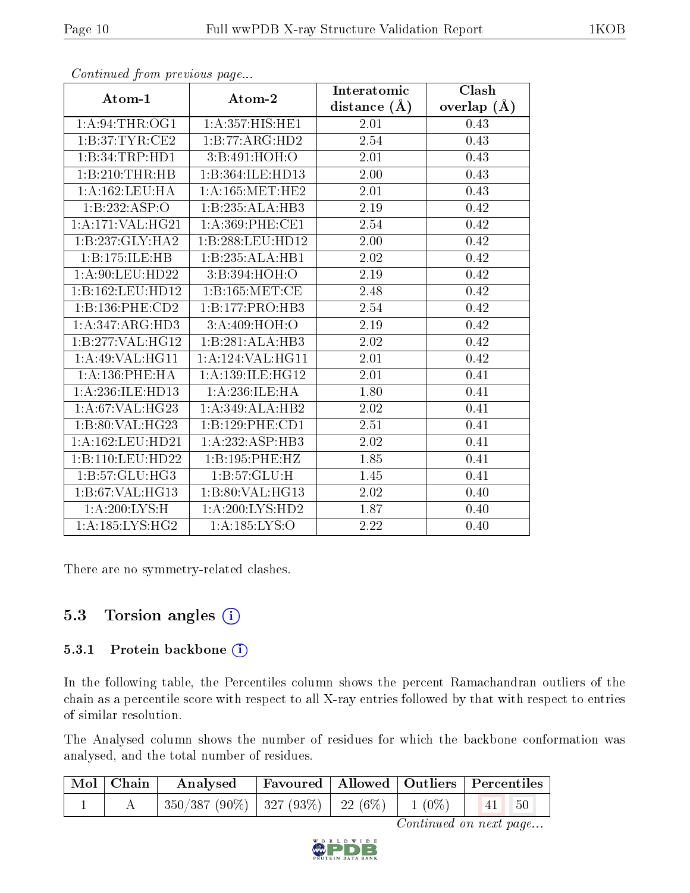*Continued from previous page...*

| Atom-1 | Atom-2 | Interatomic distance (Å) | Clash overlap (Å) |
|---|---|---|---|
| 1:A:94:THR:OG1 | 1:A:357:HIS:HE1 | 2.01 | 0.43 |
| 1:B:37:TYR:CE2 | 1:B:77:ARG:HD2 | 2.54 | 0.43 |
| 1:B:34:TRP:HD1 | 3:B:491:HOH:O | 2.01 | 0.43 |
| 1:B:210:THR:HB | 1:B:364:ILE:HD13 | 2.00 | 0.43 |
| 1:A:162:LEU:HA | 1:A:165:MET:HE2 | 2.01 | 0.43 |
| 1:B:232:ASP:O | 1:B:235:ALA:HB3 | 2.19 | 0.42 |
| 1:A:171:VAL:HG21 | 1:A:369:PHE:CE1 | 2.54 | 0.42 |
| 1:B:237:GLY:HA2 | 1:B:288:LEU:HD12 | 2.00 | 0.42 |
| 1:B:175:ILE:HB | 1:B:235:ALA:HB1 | 2.02 | 0.42 |
| 1:A:90:LEU:HD22 | 3:B:394:HOH:O | 2.19 | 0.42 |
| 1:B:162:LEU:HD12 | 1:B:165:MET:CE | 2.48 | 0.42 |
| 1:B:136:PHE:CD2 | 1:B:177:PRO:HB3 | 2.54 | 0.42 |
| 1:A:347:ARG:HD3 | 3:A:409:HOH:O | 2.19 | 0.42 |
| 1:B:277:VAL:HG12 | 1:B:281:ALA:HB3 | 2.02 | 0.42 |
| 1:A:49:VAL:HG11 | 1:A:124:VAL:HG11 | 2.01 | 0.42 |
| 1:A:136:PHE:HA | 1:A:139:ILE:HG12 | 2.01 | 0.41 |
| 1:A:236:ILE:HD13 | 1:A:236:ILE:HA | 1.80 | 0.41 |
| 1:A:67:VAL:HG23 | 1:A:349:ALA:HB2 | 2.02 | 0.41 |
| 1:B:80:VAL:HG23 | 1:B:129:PHE:CD1 | 2.51 | 0.41 |
| 1:A:162:LEU:HD21 | 1:A:232:ASP:HB3 | 2.02 | 0.41 |
| 1:B:110:LEU:HD22 | 1:B:195:PHE:HZ | 1.85 | 0.41 |
| 1:B:57:GLU:HG3 | 1:B:57:GLU:H | 1.45 | 0.41 |
| 1:B:67:VAL:HG13 | 1:B:80:VAL:HG13 | 2.02 | 0.40 |
| 1:A:200:LYS:H | 1:A:200:LYS:HD2 | 1.87 | 0.40 |
| 1:A:185:LYS:HG2 | 1:A:185:LYS:O | 2.22 | 0.40 |

There are no symmetry-related clashes.

## 5.3 Torsion angles

### 5.3.1 Protein backbone

In the following table, the Percentiles column shows the percent Ramachandran outliers of the chain as a percentile score with respect to all X-ray entries followed by that with respect to entries of similar resolution.

The Analysed column shows the number of residues for which the backbone conformation was analysed, and the total number of residues.

| Mol | Chain | Analysed | Favoured | Allowed | Outliers | Percentiles | |
|---|---|---|---|---|---|---|---|
| 1 | A | 350/387 (90%) | 327 (93%) | 22 (6%) | 1 (0%) | 41 | 50 |

*Continued on next page...*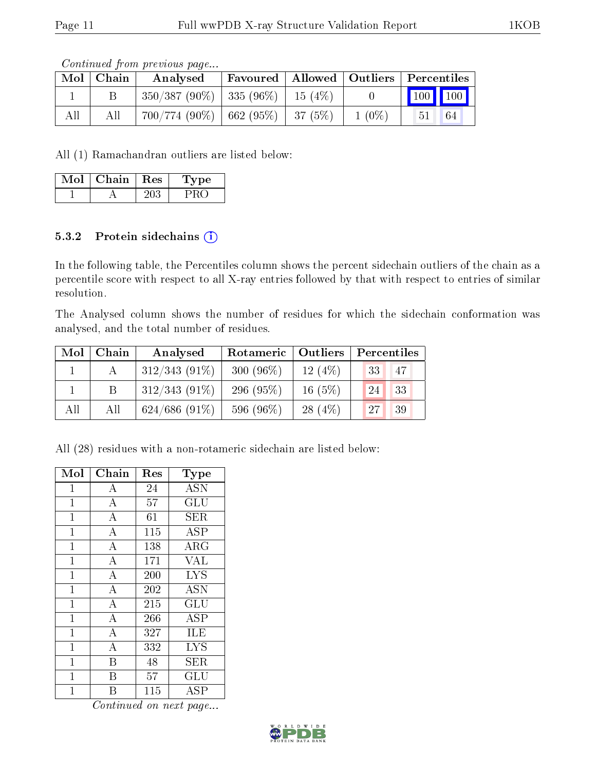*Continued from previous page...*

| Mol | Chain | Analysed | Favoured | Allowed | Outliers | Percentiles | |
|---|---|---|---|---|---|---|---|
| 1 | B | 350/387 (90%) | 335 (96%) | 15 (4%) | 0 | 100 | 100 |
| All | All | 700/774 (90%) | 662 (95%) | 37 (5%) | 1 (0%) | 51 | 64 |

All (1) Ramachandran outliers are listed below:

| Mol | Chain | Res | Type |
|---|---|---|---|
| 1 | A | 203 | PRO |

### 5.3.2 Protein sidechains

In the following table, the Percentiles column shows the percent sidechain outliers of the chain as a percentile score with respect to all X-ray entries followed by that with respect to entries of similar resolution.

The Analysed column shows the number of residues for which the sidechain conformation was analysed, and the total number of residues.

| Mol | Chain | Analysed | Rotameric | Outliers | Percentiles | |
|---|---|---|---|---|---|---|
| 1 | A | 312/343 (91%) | 300 (96%) | 12 (4%) | 33 | 47 |
| 1 | B | 312/343 (91%) | 296 (95%) | 16 (5%) | 24 | 33 |
| All | All | 624/686 (91%) | 596 (96%) | 28 (4%) | 27 | 39 |

All (28) residues with a non-rotameric sidechain are listed below:

| Mol | Chain | Res | Type |
|---|---|---|---|
| 1 | A | 24 | ASN |
| 1 | A | 57 | GLU |
| 1 | A | 61 | SER |
| 1 | A | 115 | ASP |
| 1 | A | 138 | ARG |
| 1 | A | 171 | VAL |
| 1 | A | 200 | LYS |
| 1 | A | 202 | ASN |
| 1 | A | 215 | GLU |
| 1 | A | 266 | ASP |
| 1 | A | 327 | ILE |
| 1 | A | 332 | LYS |
| 1 | B | 48 | SER |
| 1 | B | 57 | GLU |
| 1 | B | 115 | ASP |

*Continued on next page...*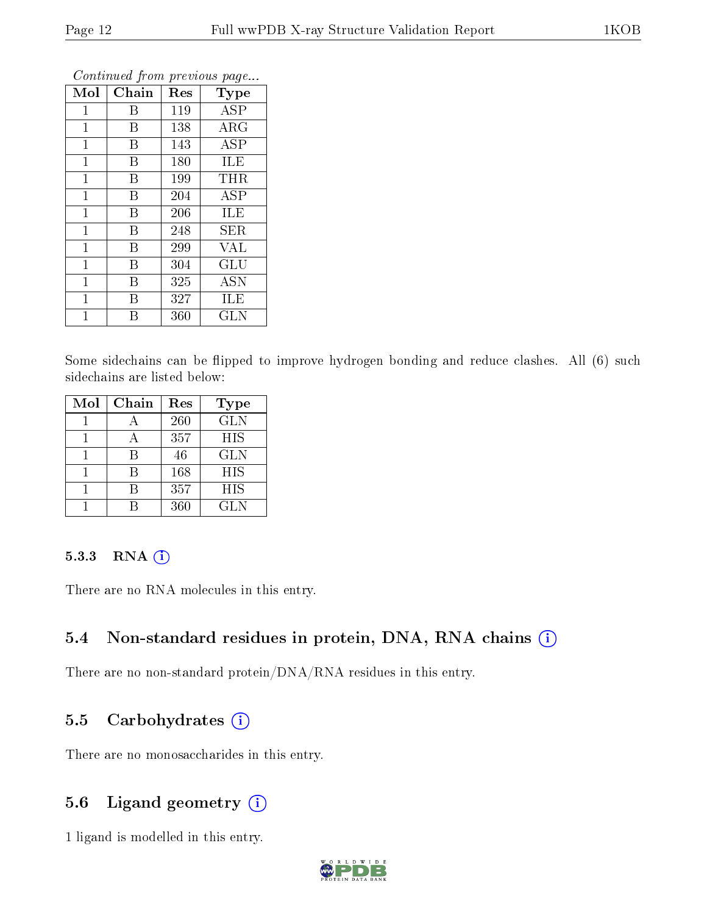*Continued from previous page...*

| Mol | Chain | Res | Type |
|---|---|---|---|
| 1 | B | 119 | ASP |
| 1 | B | 138 | ARG |
| 1 | B | 143 | ASP |
| 1 | B | 180 | ILE |
| 1 | B | 199 | THR |
| 1 | B | 204 | ASP |
| 1 | B | 206 | ILE |
| 1 | B | 248 | SER |
| 1 | B | 299 | VAL |
| 1 | B | 304 | GLU |
| 1 | B | 325 | ASN |
| 1 | B | 327 | ILE |
| 1 | B | 360 | GLN |

Some sidechains can be flipped to improve hydrogen bonding and reduce clashes. All (6) such sidechains are listed below:

| Mol | Chain | Res | Type |
|---|---|---|---|
| 1 | A | 260 | GLN |
| 1 | A | 357 | HIS |
| 1 | B | 46 | GLN |
| 1 | B | 168 | HIS |
| 1 | B | 357 | HIS |
| 1 | B | 360 | GLN |

#### 5.3.3 RNA

There are no RNA molecules in this entry.

### 5.4 Non-standard residues in protein, DNA, RNA chains

There are no non-standard protein/DNA/RNA residues in this entry.

### 5.5 Carbohydrates

There are no monosaccharides in this entry.

### 5.6 Ligand geometry

1 ligand is modelled in this entry.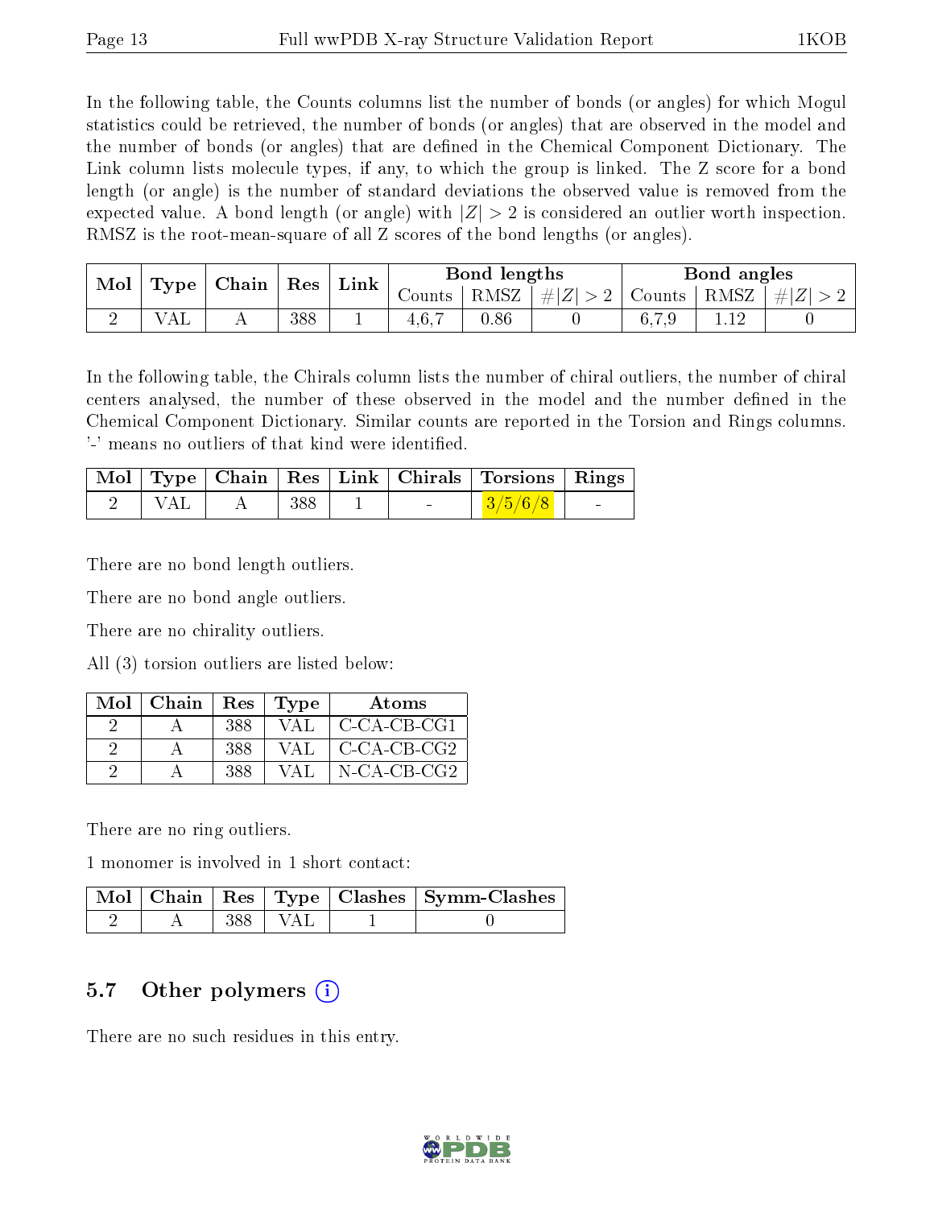In the following table, the Counts columns list the number of bonds (or angles) for which Mogul statistics could be retrieved, the number of bonds (or angles) that are observed in the model and the number of bonds (or angles) that are defined in the Chemical Component Dictionary. The Link column lists molecule types, if any, to which the group is linked. The Z score for a bond length (or angle) is the number of standard deviations the observed value is removed from the expected value. A bond length (or angle) with $|Z| > 2$ is considered an outlier worth inspection. RMSZ is the root-mean-square of all Z scores of the bond lengths (or angles).

| Mol | Type | Chain | Res | Link | Bond lengths | | | Bond angles | | |
|---|---|---|---|---|---|---|---|---|---|---|
| | | | | | Counts | RMSZ | $\#\|Z\| > 2$ | Counts | RMSZ | $\#\|Z\| > 2$ |
| 2 | VAL | A | 388 | 1 | 4,6,7 | 0.86 | 0 | 6,7,9 | 1.12 | 0 |

In the following table, the Chirals column lists the number of chiral outliers, the number of chiral centers analysed, the number of these observed in the model and the number defined in the Chemical Component Dictionary. Similar counts are reported in the Torsion and Rings columns. '-' means no outliers of that kind were identified.

| Mol | Type | Chain | Res | Link | Chirals | Torsions | Rings |
|---|---|---|---|---|---|---|---|
| 2 | VAL | A | 388 | 1 | - | 3/5/6/8 | - |

There are no bond length outliers.

There are no bond angle outliers.

There are no chirality outliers.

All (3) torsion outliers are listed below:

| Mol | Chain | Res | Type | Atoms |
|---|---|---|---|---|
| 2 | A | 388 | VAL | C-CA-CB-CG1 |
| 2 | A | 388 | VAL | C-CA-CB-CG2 |
| 2 | A | 388 | VAL | N-CA-CB-CG2 |

There are no ring outliers.

1 monomer is involved in 1 short contact:

| Mol | Chain | Res | Type | Clashes | Symm-Clashes |
|---|---|---|---|---|---|
| 2 | A | 388 | VAL | 1 | 0 |

## 5.7 Other polymers

There are no such residues in this entry.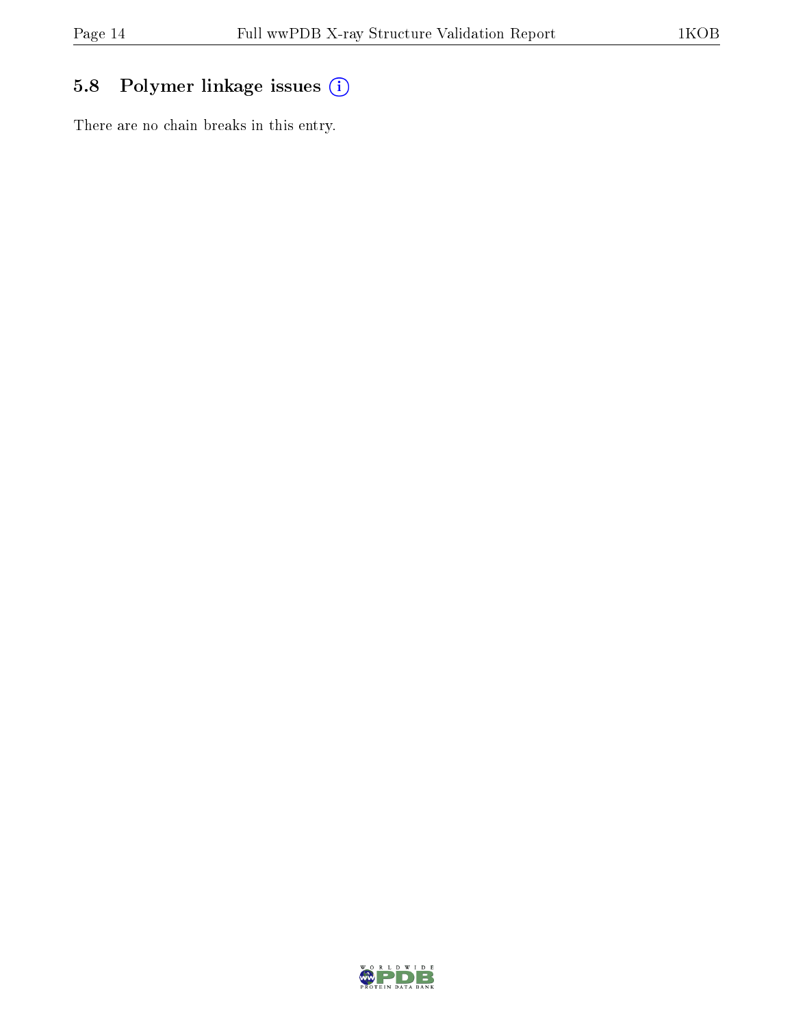## 5.8 Polymer linkage issues

There are no chain breaks in this entry.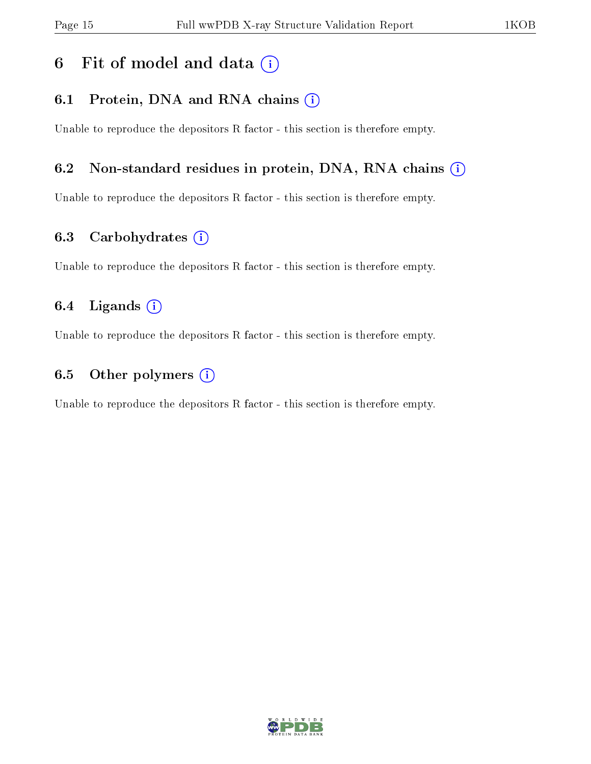# 6 Fit of model and data (i)

## 6.1 Protein, DNA and RNA chains (i)

Unable to reproduce the depositors R factor - this section is therefore empty.

## 6.2 Non-standard residues in protein, DNA, RNA chains (i)

Unable to reproduce the depositors R factor - this section is therefore empty.

## 6.3 Carbohydrates (i)

Unable to reproduce the depositors R factor - this section is therefore empty.

## 6.4 Ligands (i)

Unable to reproduce the depositors R factor - this section is therefore empty.

## 6.5 Other polymers (i)

Unable to reproduce the depositors R factor - this section is therefore empty.